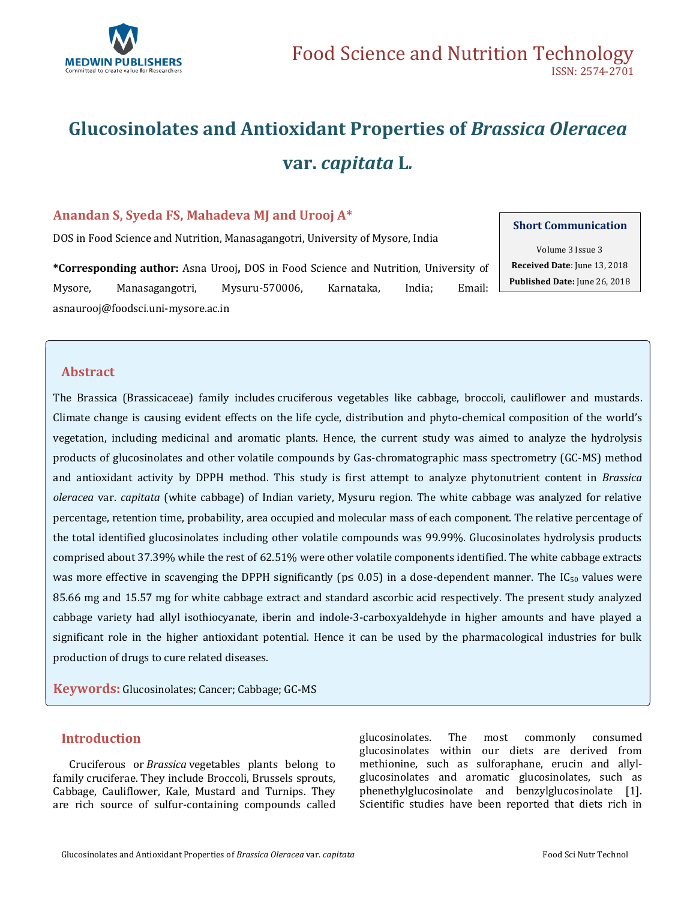# Glucosinolates and Antioxidant Properties of *Brassica Oleracea* var. *capitata* L.

**Anandan S, Syeda FS, Mahadeva MJ and Urooj A***

DOS in Food Science and Nutrition, Manasagangotri, University of Mysore, India

***Corresponding author:** Asna Urooj, DOS in Food Science and Nutrition, University of Mysore, Manasagangotri, Mysuru-570006, Karnataka, India; Email: asnaurooj@foodsci.uni-mysore.ac.in

**Short Communication**

Volume 3 Issue 3

**Received Date**: June 13, 2018

**Published Date:** June 26, 2018

## Abstract

The Brassica (Brassicaceae) family includes cruciferous vegetables like cabbage, broccoli, cauliflower and mustards. Climate change is causing evident effects on the life cycle, distribution and phyto-chemical composition of the world's vegetation, including medicinal and aromatic plants. Hence, the current study was aimed to analyze the hydrolysis products of glucosinolates and other volatile compounds by Gas-chromatographic mass spectrometry (GC-MS) method and antioxidant activity by DPPH method. This study is first attempt to analyze phytonutrient content in *Brassica oleracea* var. *capitata* (white cabbage) of Indian variety, Mysuru region. The white cabbage was analyzed for relative percentage, retention time, probability, area occupied and molecular mass of each component. The relative percentage of the total identified glucosinolates including other volatile compounds was 99.99%. Glucosinolates hydrolysis products comprised about 37.39% while the rest of 62.51% were other volatile components identified. The white cabbage extracts was more effective in scavenging the DPPH significantly ($p \leq 0.05$) in a dose-dependent manner. The $IC_{50}$ values were 85.66 mg and 15.57 mg for white cabbage extract and standard ascorbic acid respectively. The present study analyzed cabbage variety had allyl isothiocyanate, iberin and indole-3-carboxyaldehyde in higher amounts and have played a significant role in the higher antioxidant potential. Hence it can be used by the pharmacological industries for bulk production of drugs to cure related diseases.

**Keywords:** Glucosinolates; Cancer; Cabbage; GC-MS

## Introduction

Cruciferous or *Brassica* vegetables plants belong to family cruciferae. They include Broccoli, Brussels sprouts, Cabbage, Cauliflower, Kale, Mustard and Turnips. They are rich source of sulfur-containing compounds called glucosinolates. The most commonly consumed glucosinolates within our diets are derived from methionine, such as sulforaphane, erucin and allyl-glucosinolates and aromatic glucosinolates, such as phenethylglucosinolate and benzylglucosinolate [1]. Scientific studies have been reported that diets rich in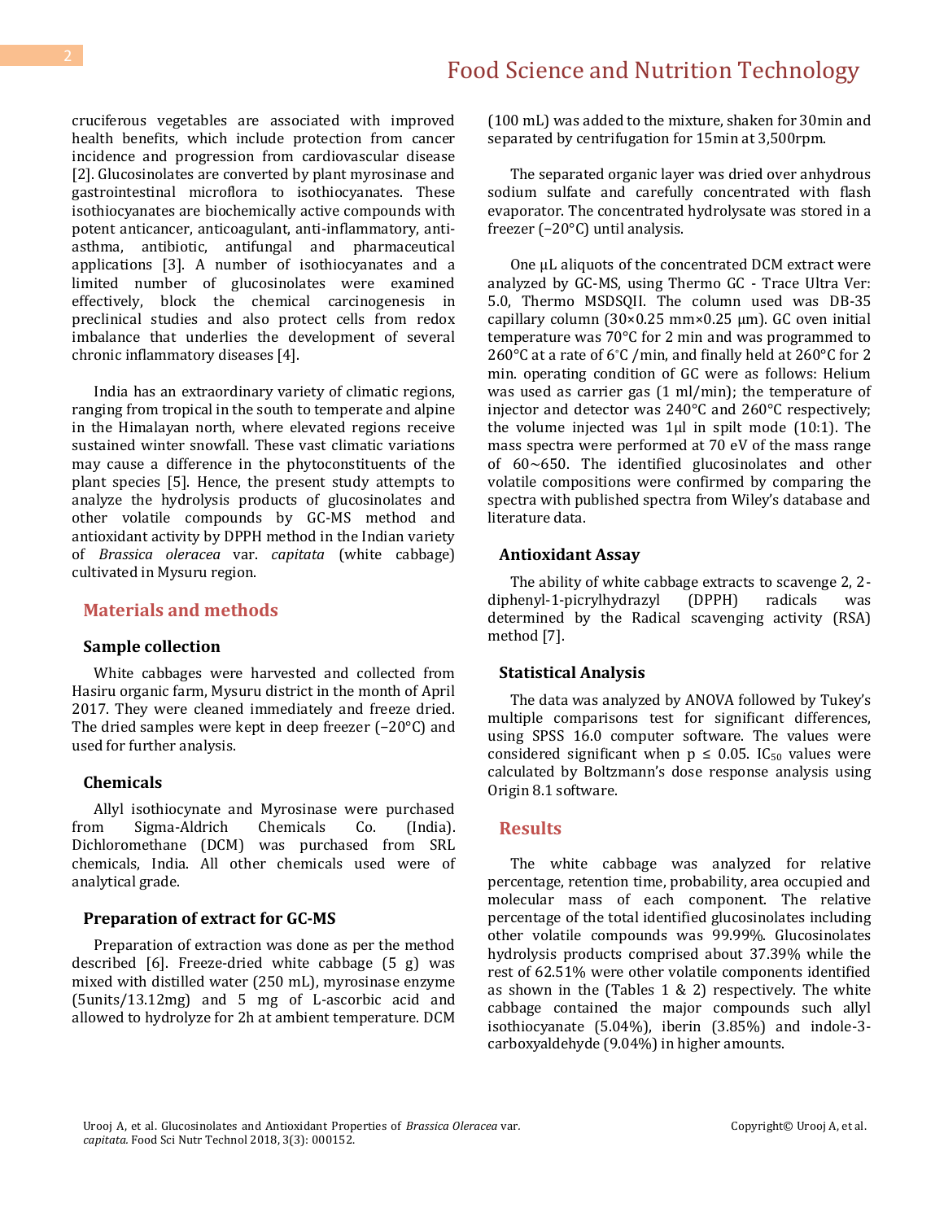cruciferous vegetables are associated with improved health benefits, which include protection from cancer incidence and progression from cardiovascular disease [2]. Glucosinolates are converted by plant myrosinase and gastrointestinal microflora to isothiocyanates. These isothiocyanates are biochemically active compounds with potent anticancer, anticoagulant, anti-inflammatory, anti-asthma, antibiotic, antifungal and pharmaceutical applications [3]. A number of isothiocyanates and a limited number of glucosinolates were examined effectively, block the chemical carcinogenesis in preclinical studies and also protect cells from redox imbalance that underlies the development of several chronic inflammatory diseases [4].

India has an extraordinary variety of climatic regions, ranging from tropical in the south to temperate and alpine in the Himalayan north, where elevated regions receive sustained winter snowfall. These vast climatic variations may cause a difference in the phytoconstituents of the plant species [5]. Hence, the present study attempts to analyze the hydrolysis products of glucosinolates and other volatile compounds by GC-MS method and antioxidant activity by DPPH method in the Indian variety of *Brassica oleracea* var. *capitata* (white cabbage) cultivated in Mysuru region.

## Materials and methods

### Sample collection

White cabbages were harvested and collected from Hasiru organic farm, Mysuru district in the month of April 2017. They were cleaned immediately and freeze dried. The dried samples were kept in deep freezer (−20°C) and used for further analysis.

### Chemicals

Allyl isothiocynate and Myrosinase were purchased from Sigma-Aldrich Chemicals Co. (India). Dichloromethane (DCM) was purchased from SRL chemicals, India. All other chemicals used were of analytical grade.

### Preparation of extract for GC-MS

Preparation of extraction was done as per the method described [6]. Freeze-dried white cabbage (5 g) was mixed with distilled water (250 mL), myrosinase enzyme (5units/13.12mg) and 5 mg of L-ascorbic acid and allowed to hydrolyze for 2h at ambient temperature. DCM (100 mL) was added to the mixture, shaken for 30min and separated by centrifugation for 15min at 3,500rpm.

The separated organic layer was dried over anhydrous sodium sulfate and carefully concentrated with flash evaporator. The concentrated hydrolysate was stored in a freezer (−20°C) until analysis.

One µL aliquots of the concentrated DCM extract were analyzed by GC-MS, using Thermo GC - Trace Ultra Ver: 5.0, Thermo MSDSQII. The column used was DB-35 capillary column (30×0.25 mm×0.25 µm). GC oven initial temperature was 70°C for 2 min and was programmed to 260°C at a rate of 6°C /min, and finally held at 260°C for 2 min. operating condition of GC were as follows: Helium was used as carrier gas (1 ml/min); the temperature of injector and detector was 240°C and 260°C respectively; the volume injected was 1µl in spilt mode (10:1). The mass spectra were performed at 70 eV of the mass range of 60~650. The identified glucosinolates and other volatile compositions were confirmed by comparing the spectra with published spectra from Wiley's database and literature data.

### Antioxidant Assay

The ability of white cabbage extracts to scavenge 2, 2-diphenyl-1-picrylhydrazyl (DPPH) radicals was determined by the Radical scavenging activity (RSA) method [7].

### Statistical Analysis

The data was analyzed by ANOVA followed by Tukey's multiple comparisons test for significant differences, using SPSS 16.0 computer software. The values were considered significant when $p \leq 0.05$. $IC_{50}$ values were calculated by Boltzmann's dose response analysis using Origin 8.1 software.

## Results

The white cabbage was analyzed for relative percentage, retention time, probability, area occupied and molecular mass of each component. The relative percentage of the total identified glucosinolates including other volatile compounds was 99.99%. Glucosinolates hydrolysis products comprised about 37.39% while the rest of 62.51% were other volatile components identified as shown in the (Tables 1 & 2) respectively. The white cabbage contained the major compounds such allyl isothiocyanate (5.04%), iberin (3.85%) and indole-3-carboxyaldehyde (9.04%) in higher amounts.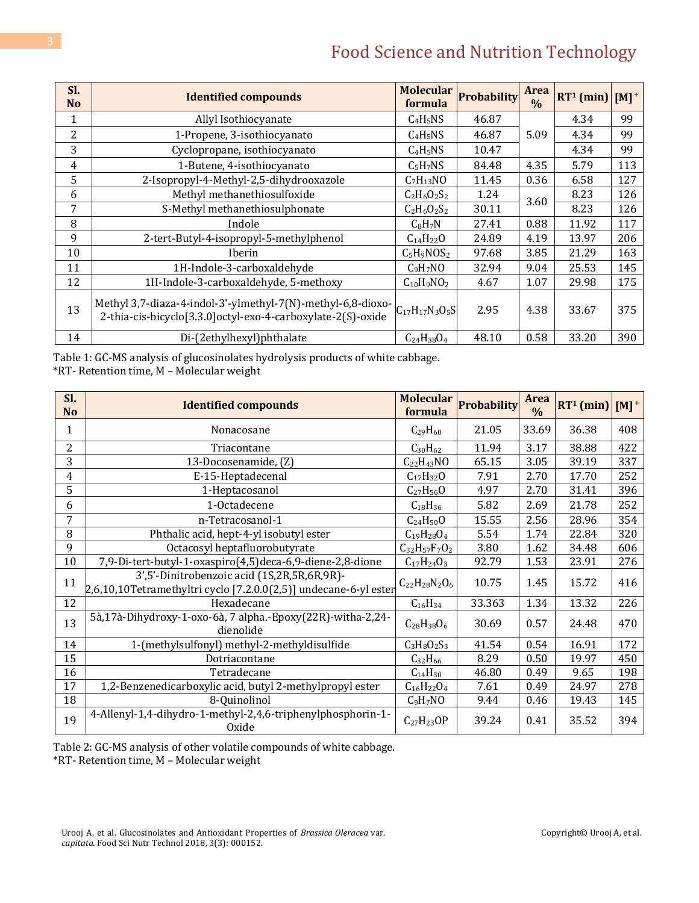| Sl. No | Identified compounds | Molecular formula | Probability | Area % | RT[1] (min) | $[M]^+$ |
|---|---|---|---|---|---|---|
| 1 | Allyl Isothiocyanate | $C_4H_5NS$ | 46.87 | 5.09 | 4.34 | 99 |
| 2 | 1-Propene, 3-isothiocyanato | $C_4H_5NS$ | 46.87 | | 4.34 | 99 |
| 3 | Cyclopropane, isothiocyanato | $C_4H_5NS$ | 10.47 | | 4.34 | 99 |
| 4 | 1-Butene, 4-isothiocyanato | $C_5H_7NS$ | 84.48 | 4.35 | 5.79 | 113 |
| 5 | 2-Isopropyl-4-Methyl-2,5-dihydrooxazole | $C_7H_{13}NO$ | 11.45 | 0.36 | 6.58 | 127 |
| 6 | Methyl methanethiosulfoxide | $C_2H_6O_2S_2$ | 1.24 | 3.60 | 8.23 | 126 |
| 7 | S-Methyl methanethiosulphonate | $C_2H_6O_2S_2$ | 30.11 | | 8.23 | 126 |
| 8 | Indole | $C_8H_7N$ | 27.41 | 0.88 | 11.92 | 117 |
| 9 | 2-tert-Butyl-4-isopropyl-5-methylphenol | $C_{14}H_{22}O$ | 24.89 | 4.19 | 13.97 | 206 |
| 10 | Iberin | $C_5H_9NOS_2$ | 97.68 | 3.85 | 21.29 | 163 |
| 11 | 1H-Indole-3-carboxaldehyde | $C_9H_7NO$ | 32.94 | 9.04 | 25.53 | 145 |
| 12 | 1H-Indole-3-carboxaldehyde, 5-methoxy | $C_{10}H_9NO_2$ | 4.67 | 1.07 | 29.98 | 175 |
| 13 | Methyl 3,7-diaza-4-indol-3'-ylmethyl-7(N)-methyl-6,8-dioxo-2-thia-cis-bicyclo[3.3.0]octyl-exo-4-carboxylate-2(S)-oxide | $C_{17}H_{17}N_3O_5S$ | 2.95 | 4.38 | 33.67 | 375 |
| 14 | Di-(2ethylhexyl)phthalate | $C_{24}H_{38}O_4$ | 48.10 | 0.58 | 33.20 | 390 |

Table 1: GC-MS analysis of glucosinolates hydrolysis products of white cabbage.
*RT- Retention time, M – Molecular weight

| Sl. No | Identified compounds | Molecular formula | Probability | Area % | RT[1] (min) | $[M]^+$ |
|---|---|---|---|---|---|---|
| 1 | Nonacosane | $C_{29}H_{60}$ | 21.05 | 33.69 | 36.38 | 408 |
| 2 | Triacontane | $C_{30}H_{62}$ | 11.94 | 3.17 | 38.88 | 422 |
| 3 | 13-Docosenamide, (Z) | $C_{22}H_{43}NO$ | 65.15 | 3.05 | 39.19 | 337 |
| 4 | E-15-Heptadecenal | $C_{17}H_{32}O$ | 7.91 | 2.70 | 17.70 | 252 |
| 5 | 1-Heptacosanol | $C_{27}H_{56}O$ | 4.97 | 2.70 | 31.41 | 396 |
| 6 | 1-Octadecene | $C_{18}H_{36}$ | 5.82 | 2.69 | 21.78 | 252 |
| 7 | n-Tetracosanol-1 | $C_{24}H_{50}O$ | 15.55 | 2.56 | 28.96 | 354 |
| 8 | Phthalic acid, hept-4-yl isobutyl ester | $C_{19}H_{28}O_4$ | 5.54 | 1.74 | 22.84 | 320 |
| 9 | Octacosyl heptafluorobutyrate | $C_{32}H_{57}F_7O_2$ | 3.80 | 1.62 | 34.48 | 606 |
| 10 | 7,9-Di-tert-butyl-1-oxaspiro(4,5)deca-6,9-diene-2,8-dione | $C_{17}H_{24}O_3$ | 92.79 | 1.53 | 23.91 | 276 |
| 11 | 3',5'-Dinitrobenzoic acid (1S,2R,5R,6R,9R)-2,6,10,10Tetramethyltri cyclo [7.2.0.0(2,5)] undecane-6-yl ester | $C_{22}H_{28}N_2O_6$ | 10.75 | 1.45 | 15.72 | 416 |
| 12 | Hexadecane | $C_{16}H_{34}$ | 33.363 | 1.34 | 13.32 | 226 |
| 13 | 5à,17à-Dihydroxy-1-oxo-6à, 7 alpha.-Epoxy(22R)-witha-2,24-dienolide | $C_{28}H_{38}O_6$ | 30.69 | 0.57 | 24.48 | 470 |
| 14 | 1-(methylsulfonyl) methyl-2-methyldisulfide | $C_3H_8O_2S_3$ | 41.54 | 0.54 | 16.91 | 172 |
| 15 | Dotriacontane | $C_{32}H_{66}$ | 8.29 | 0.50 | 19.97 | 450 |
| 16 | Tetradecane | $C_{14}H_{30}$ | 46.80 | 0.49 | 9.65 | 198 |
| 17 | 1,2-Benzenedicarboxylic acid, butyl 2-methylpropyl ester | $C_{16}H_{22}O_4$ | 7.61 | 0.49 | 24.97 | 278 |
| 18 | 8-Quinolinol | $C_9H_7NO$ | 9.44 | 0.46 | 19.43 | 145 |
| 19 | 4-Allenyl-1,4-dihydro-1-methyl-2,4,6-triphenylphosphorin-1-Oxide | $C_{27}H_{23}OP$ | 39.24 | 0.41 | 35.52 | 394 |

Table 2: GC-MS analysis of other volatile compounds of white cabbage.
*RT- Retention time, M – Molecular weight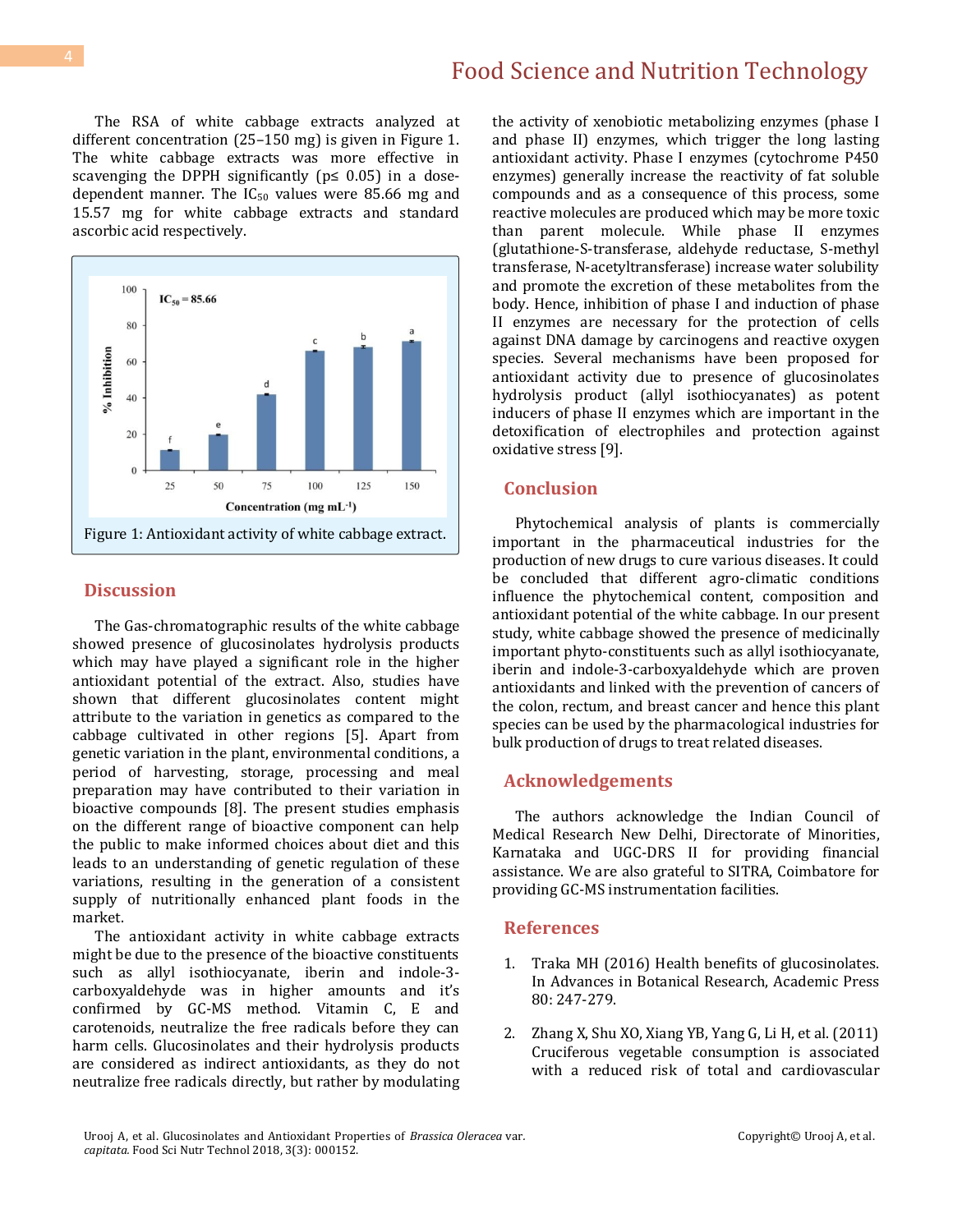The RSA of white cabbage extracts analyzed at different concentration (25–150 mg) is given in Figure 1. The white cabbage extracts was more effective in scavenging the DPPH significantly (p≤ 0.05) in a dose-dependent manner. The $IC_{50}$ values were 85.66 mg and 15.57 mg for white cabbage extracts and standard ascorbic acid respectively.

Figure 1: Antioxidant activity of white cabbage extract.

## Discussion

The Gas-chromatographic results of the white cabbage showed presence of glucosinolates hydrolysis products which may have played a significant role in the higher antioxidant potential of the extract. Also, studies have shown that different glucosinolates content might attribute to the variation in genetics as compared to the cabbage cultivated in other regions [5]. Apart from genetic variation in the plant, environmental conditions, a period of harvesting, storage, processing and meal preparation may have contributed to their variation in bioactive compounds [8]. The present studies emphasis on the different range of bioactive component can help the public to make informed choices about diet and this leads to an understanding of genetic regulation of these variations, resulting in the generation of a consistent supply of nutritionally enhanced plant foods in the market.

The antioxidant activity in white cabbage extracts might be due to the presence of the bioactive constituents such as allyl isothiocyanate, iberin and indole-3-carboxyaldehyde was in higher amounts and it's confirmed by GC-MS method. Vitamin C, E and carotenoids, neutralize the free radicals before they can harm cells. Glucosinolates and their hydrolysis products are considered as indirect antioxidants, as they do not neutralize free radicals directly, but rather by modulating the activity of xenobiotic metabolizing enzymes (phase I and phase II) enzymes, which trigger the long lasting antioxidant activity. Phase I enzymes (cytochrome P450 enzymes) generally increase the reactivity of fat soluble compounds and as a consequence of this process, some reactive molecules are produced which may be more toxic than parent molecule. While phase II enzymes (glutathione-S-transferase, aldehyde reductase, S-methyl transferase, N-acetyltransferase) increase water solubility and promote the excretion of these metabolites from the body. Hence, inhibition of phase I and induction of phase II enzymes are necessary for the protection of cells against DNA damage by carcinogens and reactive oxygen species. Several mechanisms have been proposed for antioxidant activity due to presence of glucosinolates hydrolysis product (allyl isothiocyanates) as potent inducers of phase II enzymes which are important in the detoxification of electrophiles and protection against oxidative stress [9].

## Conclusion

Phytochemical analysis of plants is commercially important in the pharmaceutical industries for the production of new drugs to cure various diseases. It could be concluded that different agro-climatic conditions influence the phytochemical content, composition and antioxidant potential of the white cabbage. In our present study, white cabbage showed the presence of medicinally important phyto-constituents such as allyl isothiocyanate, iberin and indole-3-carboxyaldehyde which are proven antioxidants and linked with the prevention of cancers of the colon, rectum, and breast cancer and hence this plant species can be used by the pharmacological industries for bulk production of drugs to treat related diseases.

## Acknowledgements

The authors acknowledge the Indian Council of Medical Research New Delhi, Directorate of Minorities, Karnataka and UGC-DRS II for providing financial assistance. We are also grateful to SITRA, Coimbatore for providing GC-MS instrumentation facilities.

## References

1. Traka MH (2016) Health benefits of glucosinolates. In Advances in Botanical Research, Academic Press 80: 247-279.
2. Zhang X, Shu XO, Xiang YB, Yang G, Li H, et al. (2011) Cruciferous vegetable consumption is associated with a reduced risk of total and cardiovascular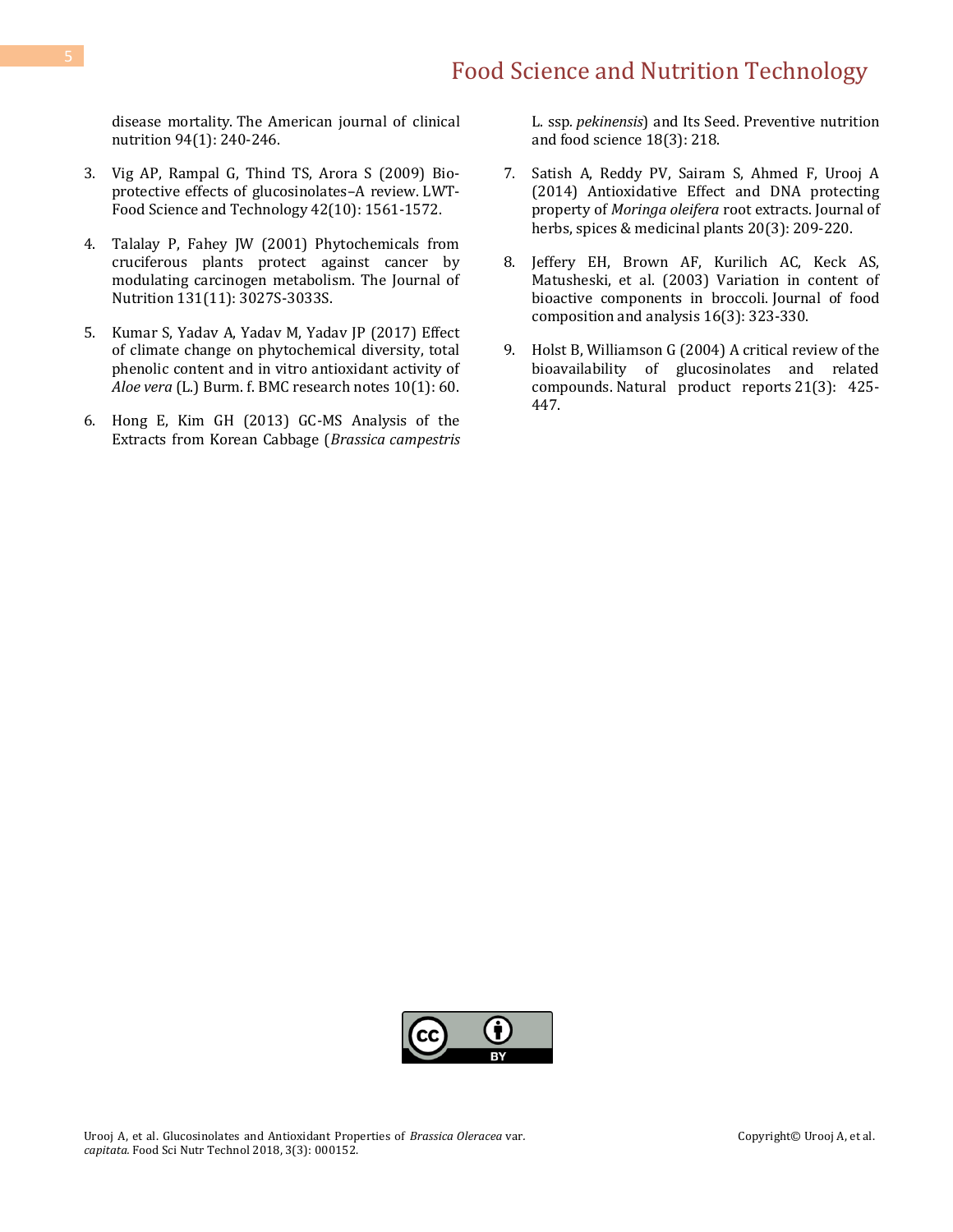disease mortality. The American journal of clinical nutrition 94(1): 240-246.

3. Vig AP, Rampal G, Thind TS, Arora S (2009) Bio-protective effects of glucosinolates–A review. LWT-Food Science and Technology 42(10): 1561-1572.

4. Talalay P, Fahey JW (2001) Phytochemicals from cruciferous plants protect against cancer by modulating carcinogen metabolism. The Journal of Nutrition 131(11): 3027S-3033S.

5. Kumar S, Yadav A, Yadav M, Yadav JP (2017) Effect of climate change on phytochemical diversity, total phenolic content and in vitro antioxidant activity of *Aloe vera* (L.) Burm. f. BMC research notes 10(1): 60.

6. Hong E, Kim GH (2013) GC-MS Analysis of the Extracts from Korean Cabbage (*Brassica campestris* L. ssp. *pekinensis*) and Its Seed. Preventive nutrition and food science 18(3): 218.

7. Satish A, Reddy PV, Sairam S, Ahmed F, Urooj A (2014) Antioxidative Effect and DNA protecting property of *Moringa oleifera* root extracts. Journal of herbs, spices & medicinal plants 20(3): 209-220.

8. Jeffery EH, Brown AF, Kurilich AC, Keck AS, Matusheski, et al. (2003) Variation in content of bioactive components in broccoli. Journal of food composition and analysis 16(3): 323-330.

9. Holst B, Williamson G (2004) A critical review of the bioavailability of glucosinolates and related compounds. Natural product reports 21(3): 425-447.